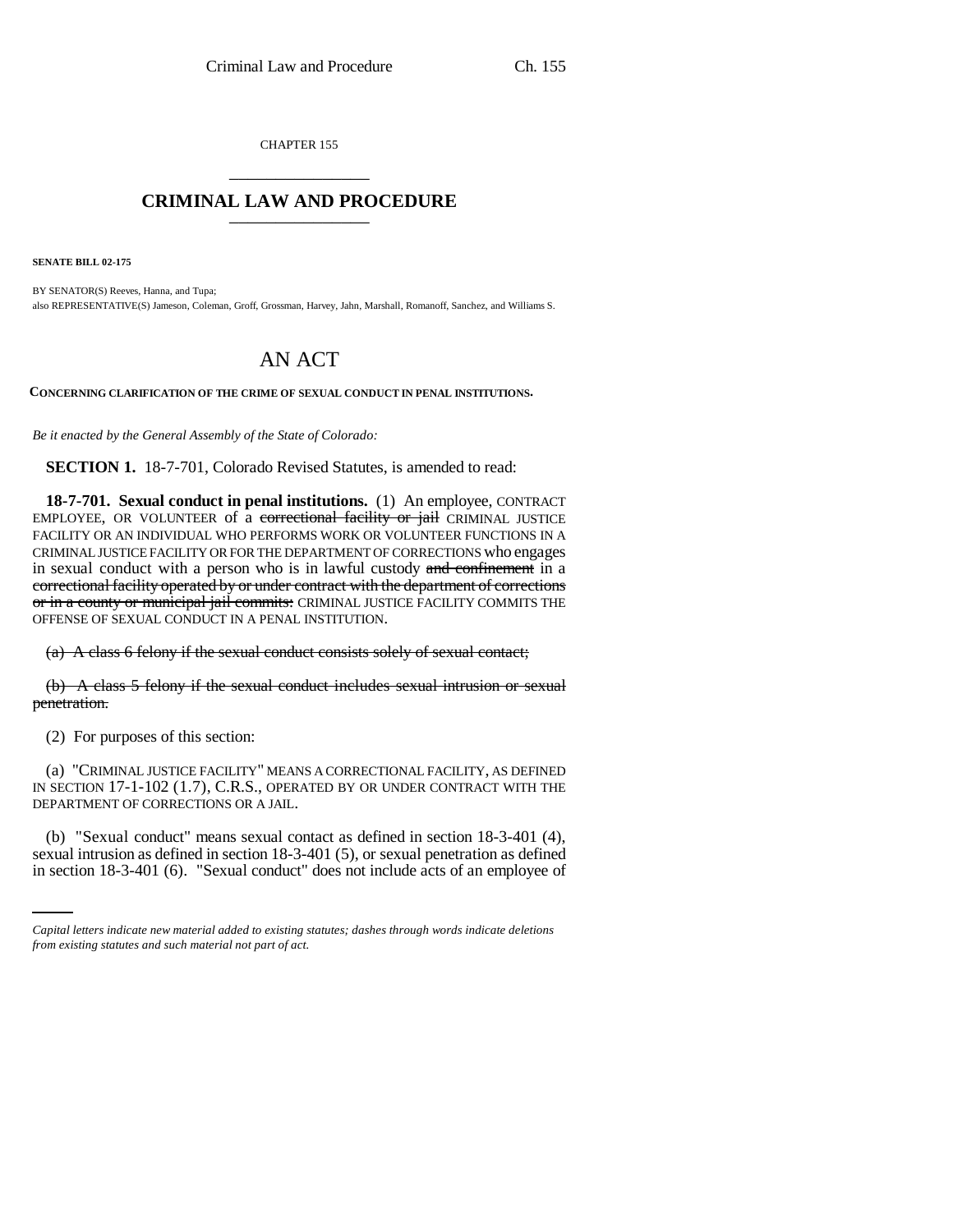CHAPTER 155

# CRIMINAL LAW AND PROCEDURE

**SENATE BILL 02-175**

BY SENATOR(S) Reeves, Hanna, and Tupa;
also REPRESENTATIVE(S) Jameson, Coleman, Groff, Grossman, Harvey, Jahn, Marshall, Romanoff, Sanchez, and Williams S.

## AN ACT

**CONCERNING CLARIFICATION OF THE CRIME OF SEXUAL CONDUCT IN PENAL INSTITUTIONS.**

*Be it enacted by the General Assembly of the State of Colorado:*

**SECTION 1.** 18-7-701, Colorado Revised Statutes, is amended to read:

**18-7-701. Sexual conduct in penal institutions.** (1) An employee, CONTRACT EMPLOYEE, OR VOLUNTEER of a ~~correctional facility or jail~~ CRIMINAL JUSTICE FACILITY OR AN INDIVIDUAL WHO PERFORMS WORK OR VOLUNTEER FUNCTIONS IN A CRIMINAL JUSTICE FACILITY OR FOR THE DEPARTMENT OF CORRECTIONS who engages in sexual conduct with a person who is in lawful custody ~~and confinement~~ in a ~~correctional facility operated by or under contract with the department of corrections or in a county or municipal jail commits:~~ CRIMINAL JUSTICE FACILITY COMMITS THE OFFENSE OF SEXUAL CONDUCT IN A PENAL INSTITUTION.

~~(a) A class 6 felony if the sexual conduct consists solely of sexual contact;~~

~~(b) A class 5 felony if the sexual conduct includes sexual intrusion or sexual penetration.~~

(2) For purposes of this section:

(a) "CRIMINAL JUSTICE FACILITY" MEANS A CORRECTIONAL FACILITY, AS DEFINED IN SECTION 17-1-102 (1.7), C.R.S., OPERATED BY OR UNDER CONTRACT WITH THE DEPARTMENT OF CORRECTIONS OR A JAIL.

(b) "Sexual conduct" means sexual contact as defined in section 18-3-401 (4), sexual intrusion as defined in section 18-3-401 (5), or sexual penetration as defined in section 18-3-401 (6). "Sexual conduct" does not include acts of an employee of

*Capital letters indicate new material added to existing statutes; dashes through words indicate deletions from existing statutes and such material not part of act.*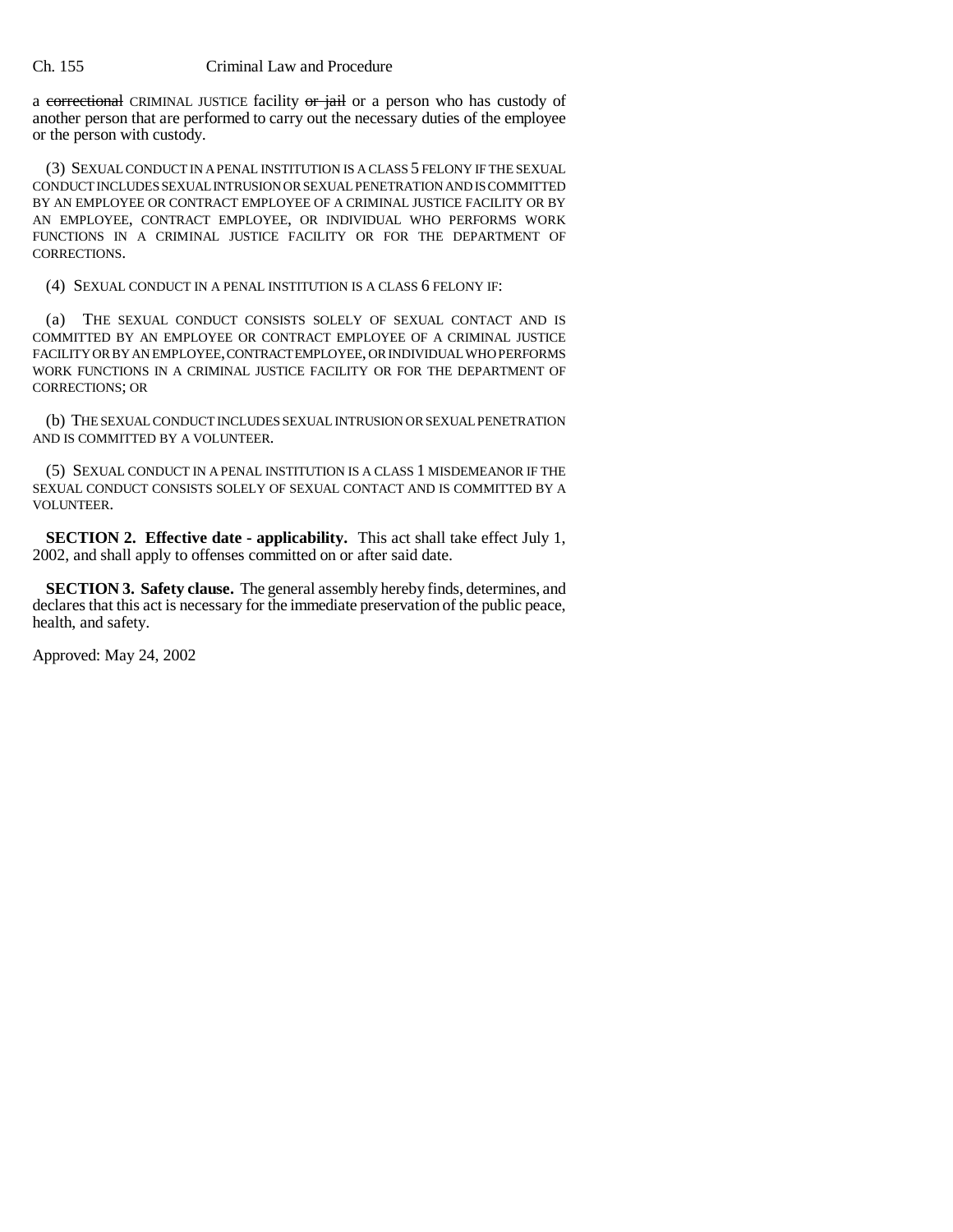a ~~correctional~~ CRIMINAL JUSTICE facility ~~or jail~~ or a person who has custody of another person that are performed to carry out the necessary duties of the employee or the person with custody.

(3) SEXUAL CONDUCT IN A PENAL INSTITUTION IS A CLASS 5 FELONY IF THE SEXUAL CONDUCT INCLUDES SEXUAL INTRUSION OR SEXUAL PENETRATION AND IS COMMITTED BY AN EMPLOYEE OR CONTRACT EMPLOYEE OF A CRIMINAL JUSTICE FACILITY OR BY AN EMPLOYEE, CONTRACT EMPLOYEE, OR INDIVIDUAL WHO PERFORMS WORK FUNCTIONS IN A CRIMINAL JUSTICE FACILITY OR FOR THE DEPARTMENT OF CORRECTIONS.

(4) SEXUAL CONDUCT IN A PENAL INSTITUTION IS A CLASS 6 FELONY IF:

(a) THE SEXUAL CONDUCT CONSISTS SOLELY OF SEXUAL CONTACT AND IS COMMITTED BY AN EMPLOYEE OR CONTRACT EMPLOYEE OF A CRIMINAL JUSTICE FACILITY OR BY AN EMPLOYEE, CONTRACT EMPLOYEE, OR INDIVIDUAL WHO PERFORMS WORK FUNCTIONS IN A CRIMINAL JUSTICE FACILITY OR FOR THE DEPARTMENT OF CORRECTIONS; OR

(b) THE SEXUAL CONDUCT INCLUDES SEXUAL INTRUSION OR SEXUAL PENETRATION AND IS COMMITTED BY A VOLUNTEER.

(5) SEXUAL CONDUCT IN A PENAL INSTITUTION IS A CLASS 1 MISDEMEANOR IF THE SEXUAL CONDUCT CONSISTS SOLELY OF SEXUAL CONTACT AND IS COMMITTED BY A VOLUNTEER.

**SECTION 2. Effective date - applicability.** This act shall take effect July 1, 2002, and shall apply to offenses committed on or after said date.

**SECTION 3. Safety clause.** The general assembly hereby finds, determines, and declares that this act is necessary for the immediate preservation of the public peace, health, and safety.

Approved: May 24, 2002